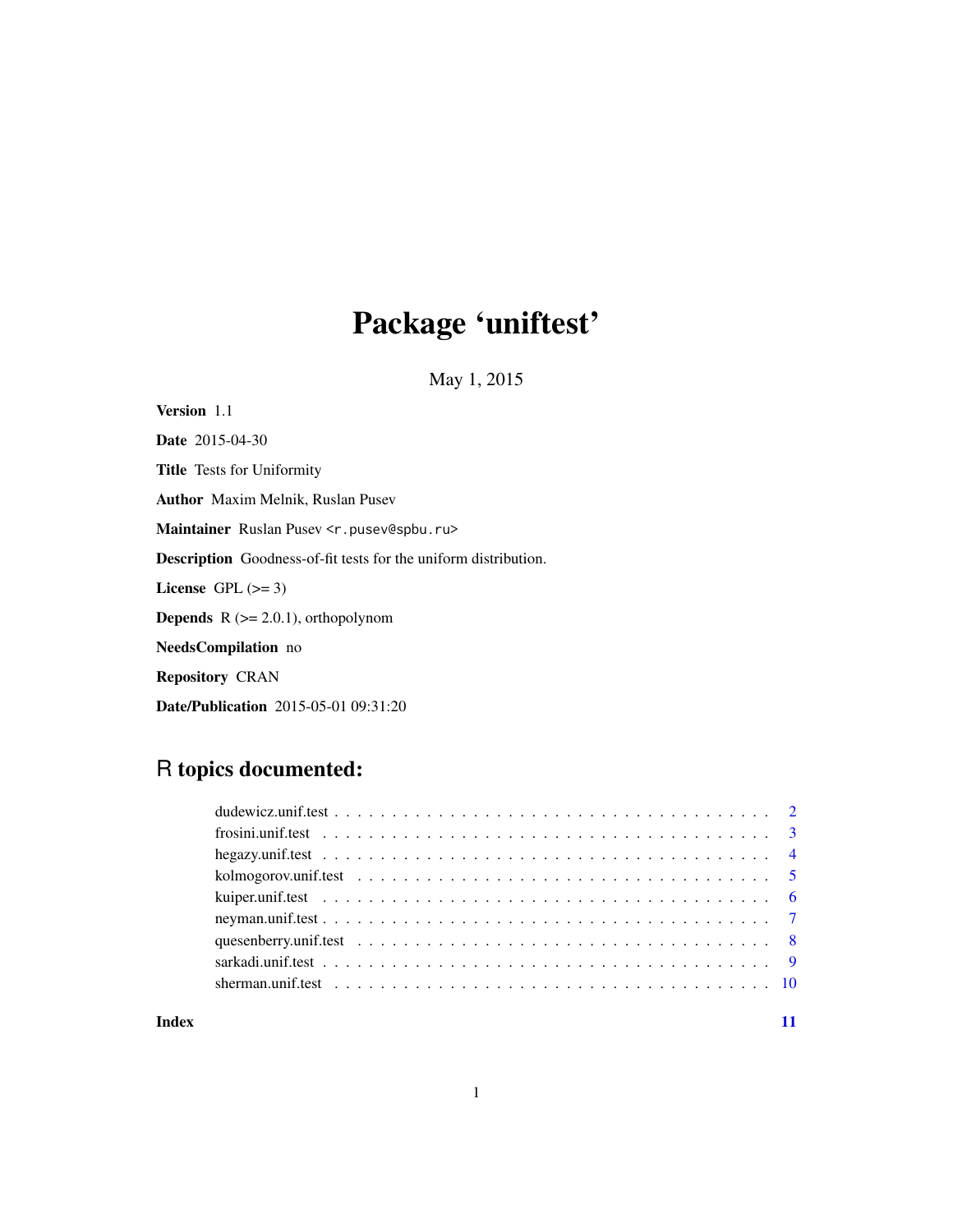# Package 'uniftest'

May 1, 2015

**Version** 1.1

**Date** 2015-04-30

**Title** Tests for Uniformity

**Author** Maxim Melnik, Ruslan Pusev

**Maintainer** Ruslan Pusev <r.pusev@spbu.ru>

**Description** Goodness-of-fit tests for the uniform distribution.

**License** GPL (>= 3)

**Depends** R (>= 2.0.1), orthopolynom

**NeedsCompilation** no

**Repository** CRAN

**Date/Publication** 2015-05-01 09:31:20

## R topics documented:

| | |
|---|---|
| dudewicz.unif.test | 2 |
| frosini.unif.test | 3 |
| hegazy.unif.test | 4 |
| kolmogorov.unif.test | 5 |
| kuiper.unif.test | 6 |
| neyman.unif.test | 7 |
| quesenberry.unif.test | 8 |
| sarkadi.unif.test | 9 |
| sherman.unif.test | 10 |
| **Index** | **11** |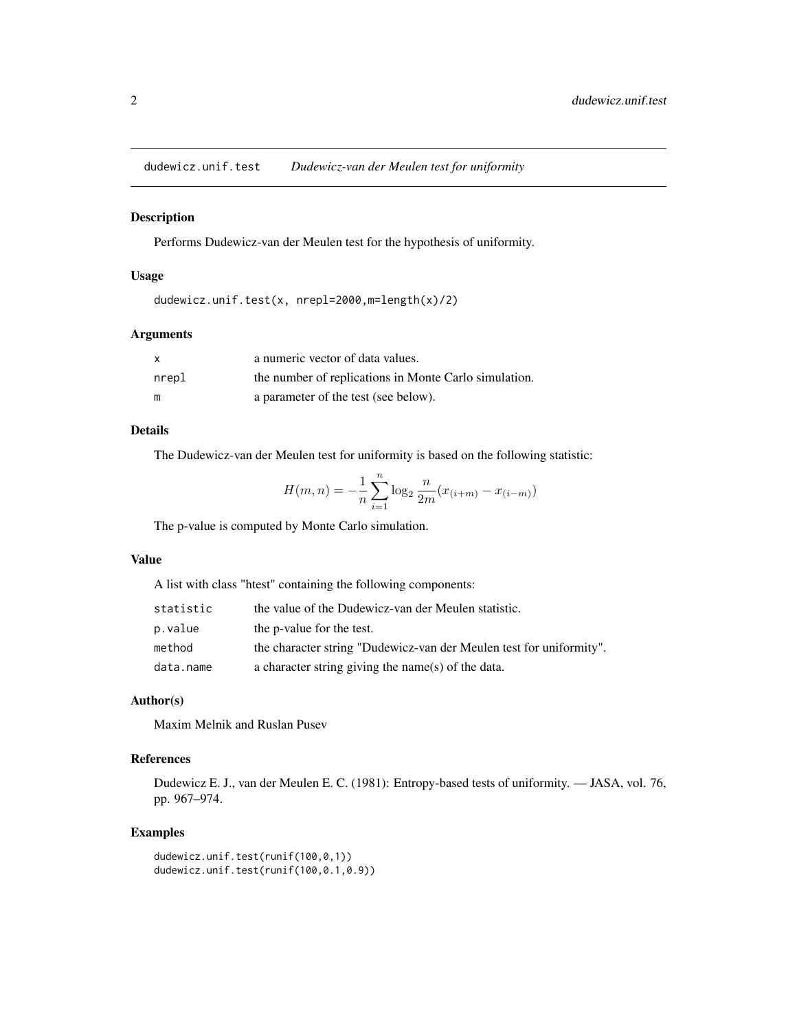## dudewicz.unif.test — *Dudewicz-van der Meulen test for uniformity*

### Description

Performs Dudewicz-van der Meulen test for the hypothesis of uniformity.

### Usage

```
dudewicz.unif.test(x, nrepl=2000,m=length(x)/2)
```

### Arguments

| | |
|---|---|
| x | a numeric vector of data values. |
| nrepl | the number of replications in Monte Carlo simulation. |
| m | a parameter of the test (see below). |

### Details

The Dudewicz-van der Meulen test for uniformity is based on the following statistic:

$$H(m,n) = -\frac{1}{n}\sum_{i=1}^{n}\log_2 \frac{n}{2m}(x_{(i+m)} - x_{(i-m)})$$

The p-value is computed by Monte Carlo simulation.

### Value

A list with class "htest" containing the following components:

| | |
|---|---|
| statistic | the value of the Dudewicz-van der Meulen statistic. |
| p.value | the p-value for the test. |
| method | the character string "Dudewicz-van der Meulen test for uniformity". |
| data.name | a character string giving the name(s) of the data. |

### Author(s)

Maxim Melnik and Ruslan Pusev

### References

Dudewicz E. J., van der Meulen E. C. (1981): Entropy-based tests of uniformity. — JASA, vol. 76, pp. 967–974.

### Examples

```
dudewicz.unif.test(runif(100,0,1))
dudewicz.unif.test(runif(100,0.1,0.9))
```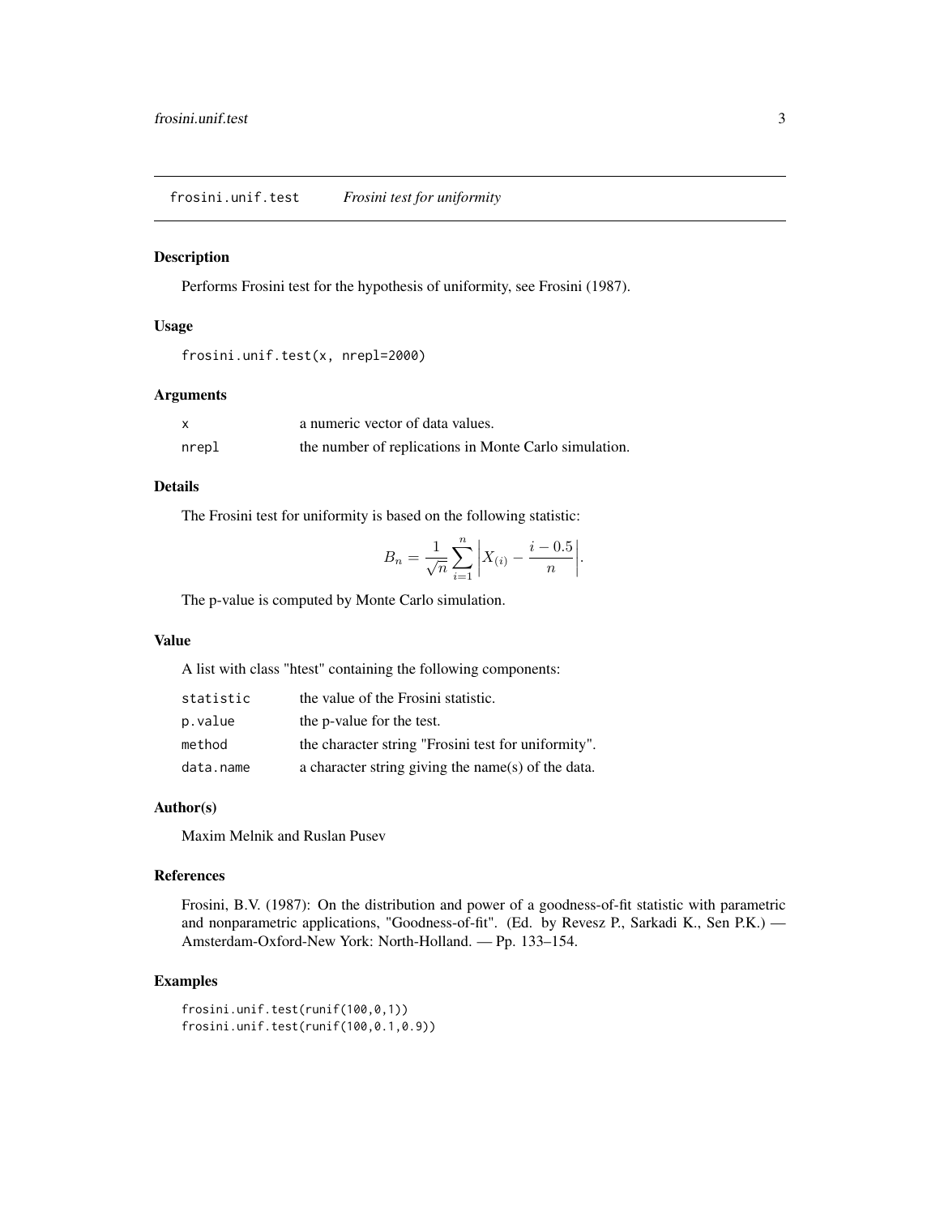`frosini.unif.test` *Frosini test for uniformity*

## Description

Performs Frosini test for the hypothesis of uniformity, see Frosini (1987).

## Usage

```
frosini.unif.test(x, nrepl=2000)
```

## Arguments

| | |
|---|---|
| `x` | a numeric vector of data values. |
| `nrepl` | the number of replications in Monte Carlo simulation. |

## Details

The Frosini test for uniformity is based on the following statistic:

$$B_n = \frac{1}{\sqrt{n}} \sum_{i=1}^{n} \left| X_{(i)} - \frac{i - 0.5}{n} \right|.$$

The p-value is computed by Monte Carlo simulation.

## Value

A list with class "htest" containing the following components:

| | |
|---|---|
| `statistic` | the value of the Frosini statistic. |
| `p.value` | the p-value for the test. |
| `method` | the character string "Frosini test for uniformity". |
| `data.name` | a character string giving the name(s) of the data. |

## Author(s)

Maxim Melnik and Ruslan Pusev

## References

Frosini, B.V. (1987): On the distribution and power of a goodness-of-fit statistic with parametric and nonparametric applications, "Goodness-of-fit". (Ed. by Revesz P., Sarkadi K., Sen P.K.) — Amsterdam-Oxford-New York: North-Holland. — Pp. 133–154.

## Examples

```
frosini.unif.test(runif(100,0,1))
frosini.unif.test(runif(100,0.1,0.9))
```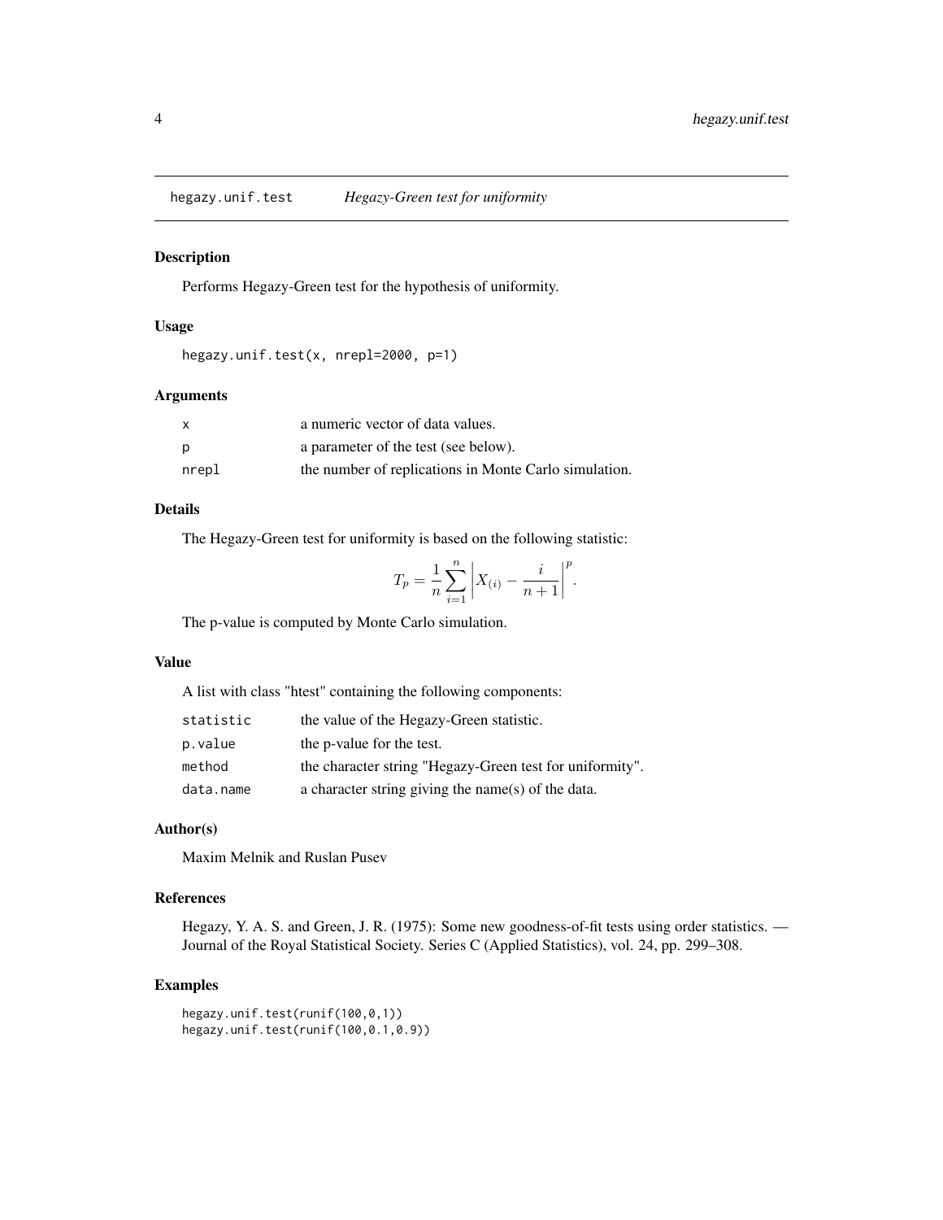`hegazy.unif.test` *Hegazy-Green test for uniformity*

## Description

Performs Hegazy-Green test for the hypothesis of uniformity.

## Usage

```
hegazy.unif.test(x, nrepl=2000, p=1)
```

## Arguments

| | |
|---|---|
| x | a numeric vector of data values. |
| p | a parameter of the test (see below). |
| nrepl | the number of replications in Monte Carlo simulation. |

## Details

The Hegazy-Green test for uniformity is based on the following statistic:

$$T_p = \frac{1}{n}\sum_{i=1}^{n}\left|X_{(i)} - \frac{i}{n+1}\right|^p.$$

The p-value is computed by Monte Carlo simulation.

## Value

A list with class "htest" containing the following components:

| | |
|---|---|
| statistic | the value of the Hegazy-Green statistic. |
| p.value | the p-value for the test. |
| method | the character string "Hegazy-Green test for uniformity". |
| data.name | a character string giving the name(s) of the data. |

## Author(s)

Maxim Melnik and Ruslan Pusev

## References

Hegazy, Y. A. S. and Green, J. R. (1975): Some new goodness-of-fit tests using order statistics. — Journal of the Royal Statistical Society. Series C (Applied Statistics), vol. 24, pp. 299–308.

## Examples

```
hegazy.unif.test(runif(100,0,1))
hegazy.unif.test(runif(100,0.1,0.9))
```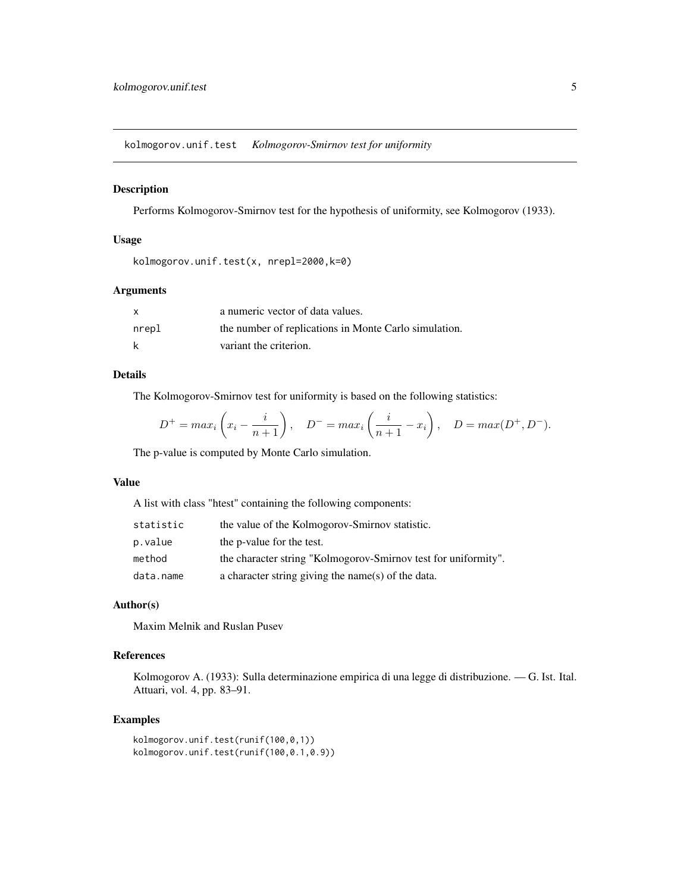# kolmogorov.unif.test *Kolmogorov-Smirnov test for uniformity*

## Description

Performs Kolmogorov-Smirnov test for the hypothesis of uniformity, see Kolmogorov (1933).

## Usage

```
kolmogorov.unif.test(x, nrepl=2000,k=0)
```

## Arguments

| | |
|---|---|
| x | a numeric vector of data values. |
| nrepl | the number of replications in Monte Carlo simulation. |
| k | variant the criterion. |

## Details

The Kolmogorov-Smirnov test for uniformity is based on the following statistics:

$$D^{+} = max_i \left( x_i - \frac{i}{n+1} \right), \quad D^{-} = max_i \left( \frac{i}{n+1} - x_i \right), \quad D = max(D^{+}, D^{-}).$$

The p-value is computed by Monte Carlo simulation.

## Value

A list with class "htest" containing the following components:

| | |
|---|---|
| statistic | the value of the Kolmogorov-Smirnov statistic. |
| p.value | the p-value for the test. |
| method | the character string "Kolmogorov-Smirnov test for uniformity". |
| data.name | a character string giving the name(s) of the data. |

## Author(s)

Maxim Melnik and Ruslan Pusev

## References

Kolmogorov A. (1933): Sulla determinazione empirica di una legge di distribuzione. — G. Ist. Ital. Attuari, vol. 4, pp. 83–91.

## Examples

```
kolmogorov.unif.test(runif(100,0,1))
kolmogorov.unif.test(runif(100,0.1,0.9))
```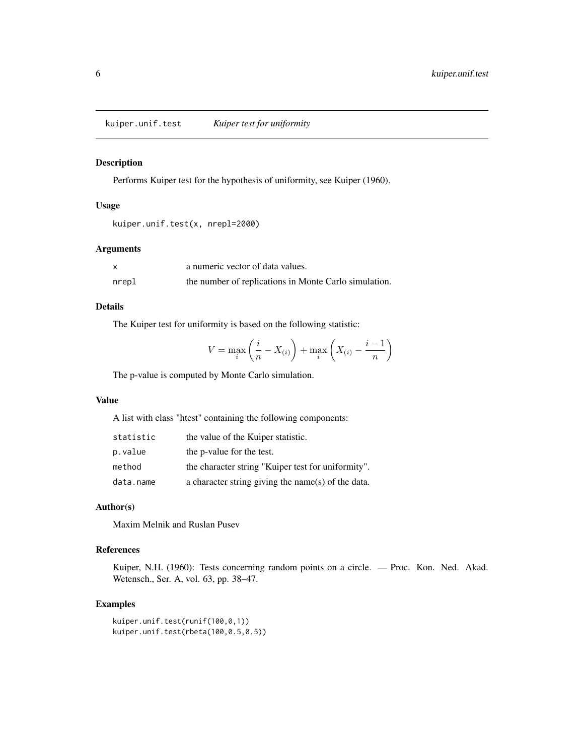kuiper.unif.test *Kuiper test for uniformity*

## Description

Performs Kuiper test for the hypothesis of uniformity, see Kuiper (1960).

## Usage

```
kuiper.unif.test(x, nrepl=2000)
```

## Arguments

| | |
|---|---|
| x | a numeric vector of data values. |
| nrepl | the number of replications in Monte Carlo simulation. |

## Details

The Kuiper test for uniformity is based on the following statistic:

$$V = \max_i \left( \frac{i}{n} - X_{(i)} \right) + \max_i \left( X_{(i)} - \frac{i-1}{n} \right)$$

The p-value is computed by Monte Carlo simulation.

## Value

A list with class "htest" containing the following components:

| | |
|---|---|
| statistic | the value of the Kuiper statistic. |
| p.value | the p-value for the test. |
| method | the character string "Kuiper test for uniformity". |
| data.name | a character string giving the name(s) of the data. |

## Author(s)

Maxim Melnik and Ruslan Pusev

## References

Kuiper, N.H. (1960): Tests concerning random points on a circle. — Proc. Kon. Ned. Akad. Wetensch., Ser. A, vol. 63, pp. 38–47.

## Examples

```
kuiper.unif.test(runif(100,0,1))
kuiper.unif.test(rbeta(100,0.5,0.5))
```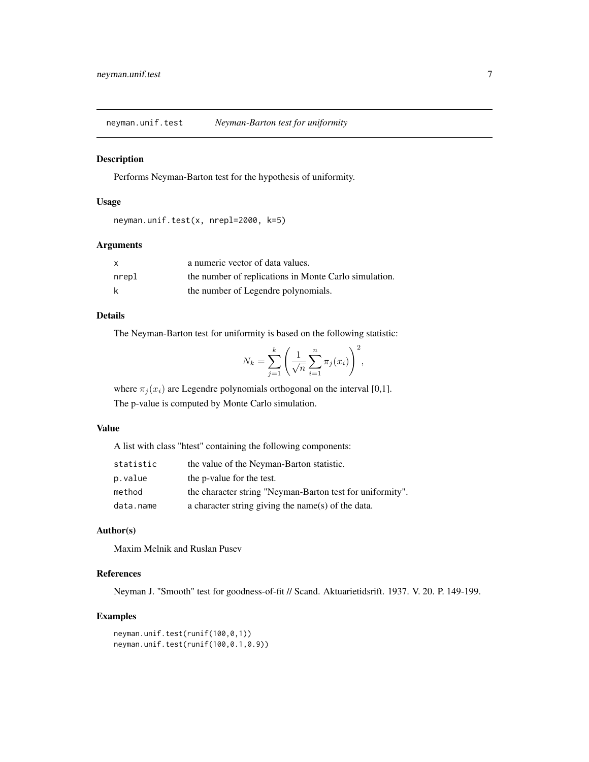# neyman.unif.test — *Neyman-Barton test for uniformity*

## Description

Performs Neyman-Barton test for the hypothesis of uniformity.

## Usage

```
neyman.unif.test(x, nrepl=2000, k=5)
```

## Arguments

| | |
|---|---|
| x | a numeric vector of data values. |
| nrepl | the number of replications in Monte Carlo simulation. |
| k | the number of Legendre polynomials. |

## Details

The Neyman-Barton test for uniformity is based on the following statistic:

$$N_k = \sum_{j=1}^{k} \left( \frac{1}{\sqrt{n}} \sum_{i=1}^{n} \pi_j(x_i) \right)^2 ,$$

where $\pi_j(x_i)$ are Legendre polynomials orthogonal on the interval [0,1].

The p-value is computed by Monte Carlo simulation.

## Value

A list with class "htest" containing the following components:

| | |
|---|---|
| statistic | the value of the Neyman-Barton statistic. |
| p.value | the p-value for the test. |
| method | the character string "Neyman-Barton test for uniformity". |
| data.name | a character string giving the name(s) of the data. |

## Author(s)

Maxim Melnik and Ruslan Pusev

## References

Neyman J. "Smooth" test for goodness-of-fit // Scand. Aktuarietidsrift. 1937. V. 20. P. 149-199.

## Examples

```
neyman.unif.test(runif(100,0,1))
neyman.unif.test(runif(100,0.1,0.9))
```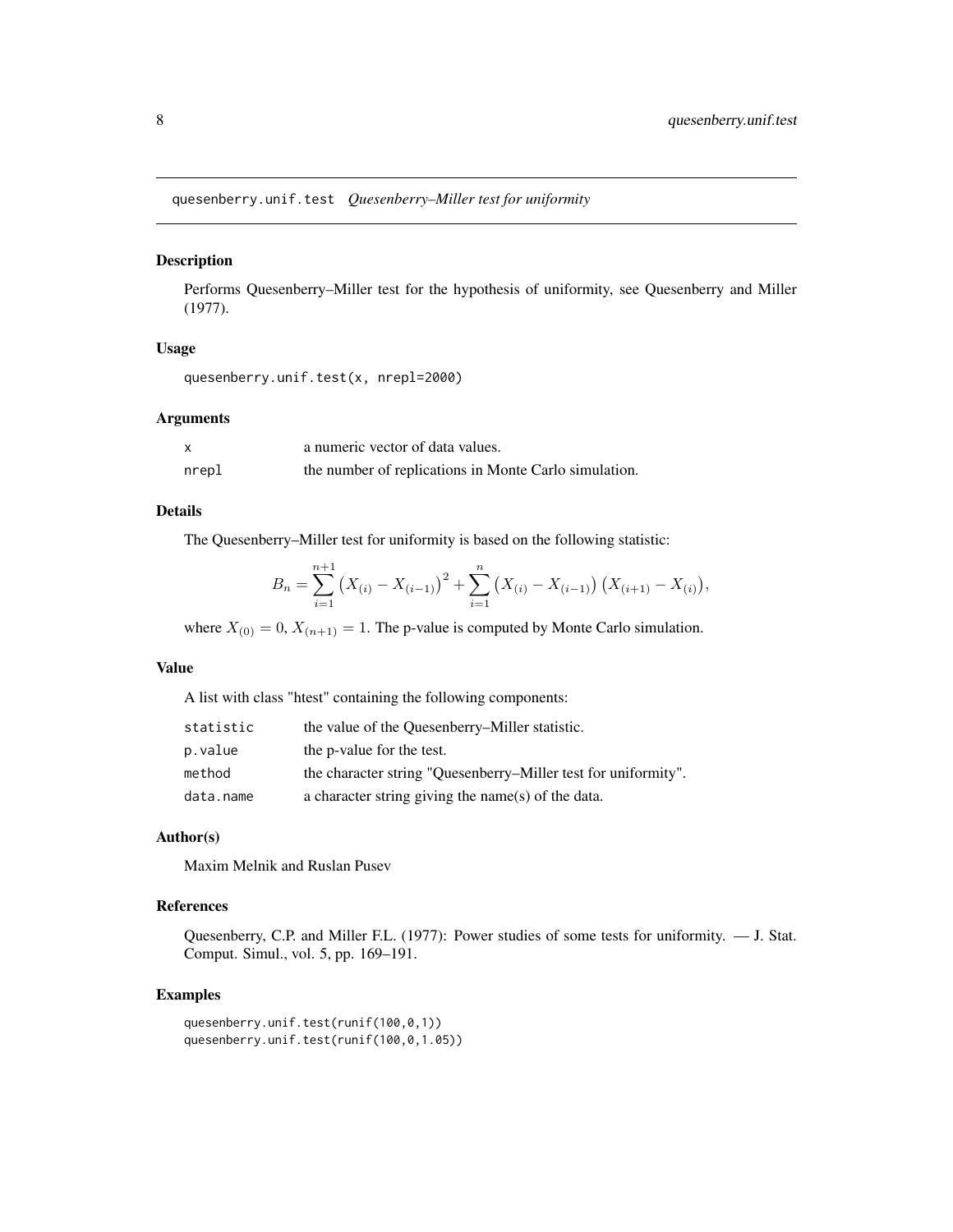quesenberry.unif.test *Quesenberry–Miller test for uniformity*

## Description

Performs Quesenberry–Miller test for the hypothesis of uniformity, see Quesenberry and Miller (1977).

## Usage

```
quesenberry.unif.test(x, nrepl=2000)
```

## Arguments

| | |
|---|---|
| x | a numeric vector of data values. |
| nrepl | the number of replications in Monte Carlo simulation. |

## Details

The Quesenberry–Miller test for uniformity is based on the following statistic:

$$B_n = \sum_{i=1}^{n+1} \left(X_{(i)} - X_{(i-1)}\right)^2 + \sum_{i=1}^{n} \left(X_{(i)} - X_{(i-1)}\right)\left(X_{(i+1)} - X_{(i)}\right),$$

where $X_{(0)} = 0$, $X_{(n+1)} = 1$. The p-value is computed by Monte Carlo simulation.

## Value

A list with class "htest" containing the following components:

| | |
|---|---|
| statistic | the value of the Quesenberry–Miller statistic. |
| p.value | the p-value for the test. |
| method | the character string "Quesenberry–Miller test for uniformity". |
| data.name | a character string giving the name(s) of the data. |

## Author(s)

Maxim Melnik and Ruslan Pusev

## References

Quesenberry, C.P. and Miller F.L. (1977): Power studies of some tests for uniformity. — J. Stat. Comput. Simul., vol. 5, pp. 169–191.

## Examples

```
quesenberry.unif.test(runif(100,0,1))
quesenberry.unif.test(runif(100,0,1.05))
```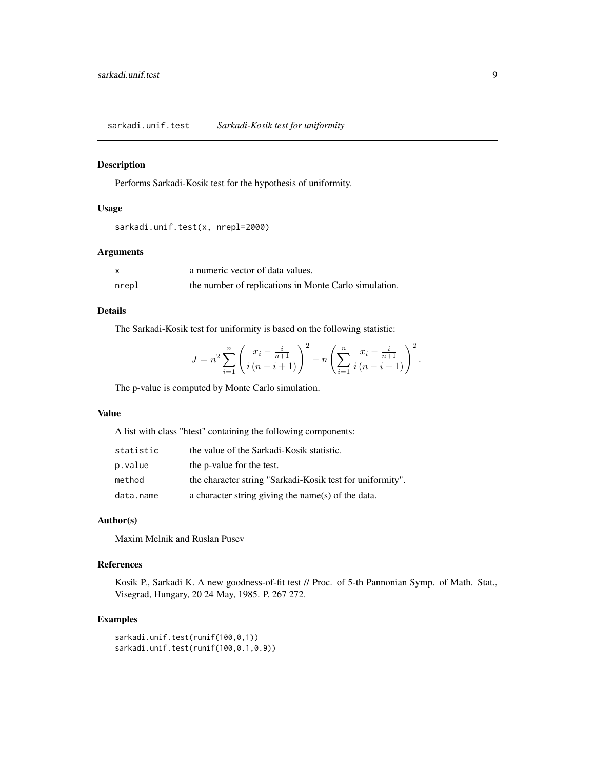## sarkadi.unif.test — *Sarkadi-Kosik test for uniformity*

### Description

Performs Sarkadi-Kosik test for the hypothesis of uniformity.

### Usage

```
sarkadi.unif.test(x, nrepl=2000)
```

### Arguments

| | |
|---|---|
| x | a numeric vector of data values. |
| nrepl | the number of replications in Monte Carlo simulation. |

### Details

The Sarkadi-Kosik test for uniformity is based on the following statistic:

$$J = n^2 \sum_{i=1}^{n} \left( \frac{x_i - \frac{i}{n+1}}{i\,(n-i+1)} \right)^2 - n \left( \sum_{i=1}^{n} \frac{x_i - \frac{i}{n+1}}{i\,(n-i+1)} \right)^2 .$$

The p-value is computed by Monte Carlo simulation.

### Value

A list with class "htest" containing the following components:

| | |
|---|---|
| statistic | the value of the Sarkadi-Kosik statistic. |
| p.value | the p-value for the test. |
| method | the character string "Sarkadi-Kosik test for uniformity". |
| data.name | a character string giving the name(s) of the data. |

### Author(s)

Maxim Melnik and Ruslan Pusev

### References

Kosik P., Sarkadi K. A new goodness-of-fit test // Proc. of 5-th Pannonian Symp. of Math. Stat., Visegrad, Hungary, 20 24 May, 1985. P. 267 272.

### Examples

```
sarkadi.unif.test(runif(100,0,1))
sarkadi.unif.test(runif(100,0.1,0.9))
```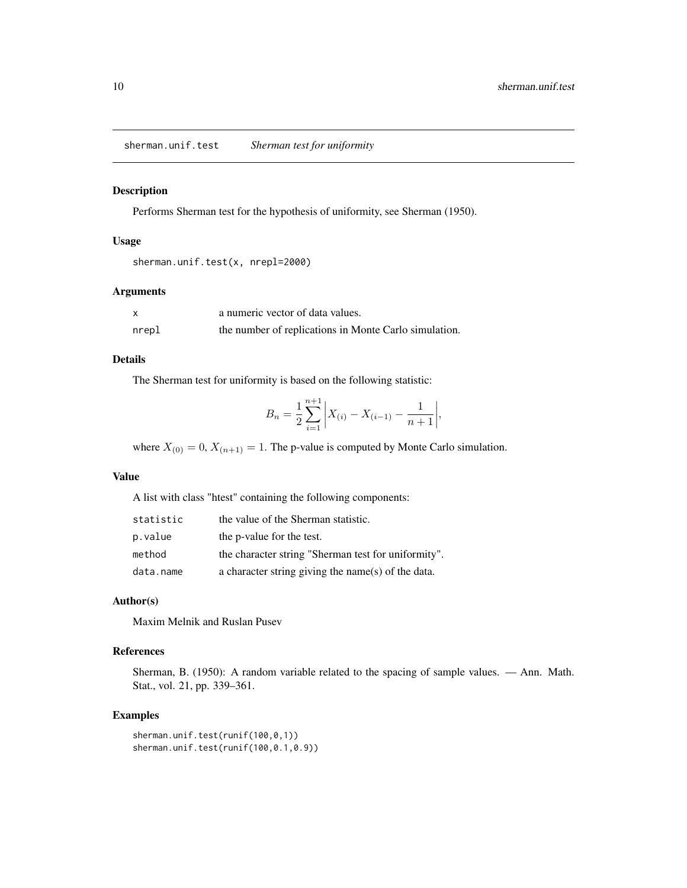## sherman.unif.test *Sherman test for uniformity*

### Description

Performs Sherman test for the hypothesis of uniformity, see Sherman (1950).

### Usage

```
sherman.unif.test(x, nrepl=2000)
```

### Arguments

| | |
|---|---|
| x | a numeric vector of data values. |
| nrepl | the number of replications in Monte Carlo simulation. |

### Details

The Sherman test for uniformity is based on the following statistic:

$$B_n = \frac{1}{2} \sum_{i=1}^{n+1} \left| X_{(i)} - X_{(i-1)} - \frac{1}{n+1} \right|,$$

where $X_{(0)} = 0$, $X_{(n+1)} = 1$. The p-value is computed by Monte Carlo simulation.

### Value

A list with class "htest" containing the following components:

| | |
|---|---|
| statistic | the value of the Sherman statistic. |
| p.value | the p-value for the test. |
| method | the character string "Sherman test for uniformity". |
| data.name | a character string giving the name(s) of the data. |

### Author(s)

Maxim Melnik and Ruslan Pusev

### References

Sherman, B. (1950): A random variable related to the spacing of sample values. — Ann. Math. Stat., vol. 21, pp. 339–361.

### Examples

```
sherman.unif.test(runif(100,0,1))
sherman.unif.test(runif(100,0.1,0.9))
```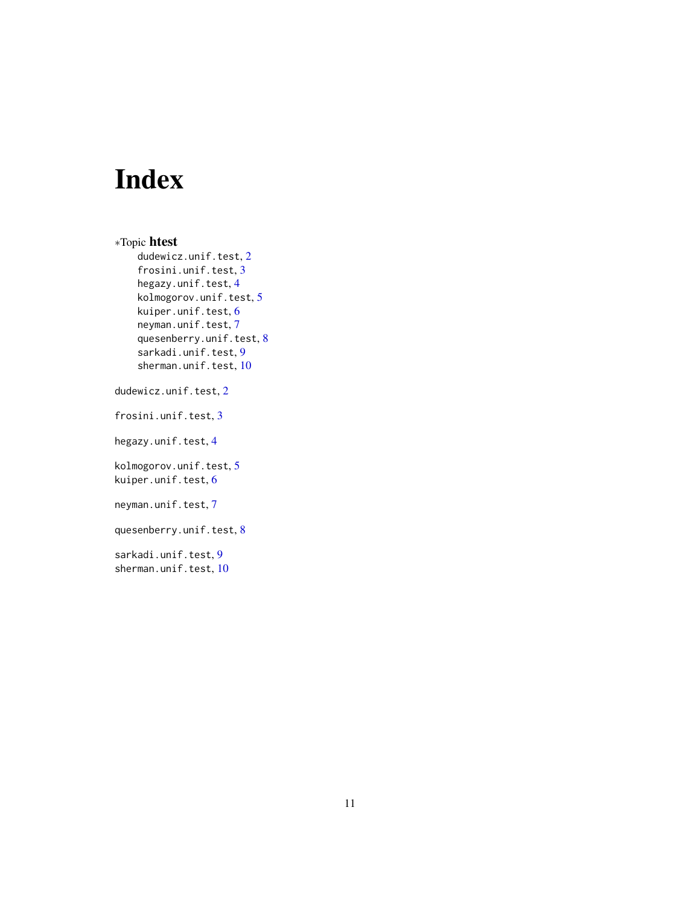# Index

*Topic **htest**
- dudewicz.unif.test, 2
- frosini.unif.test, 3
- hegazy.unif.test, 4
- kolmogorov.unif.test, 5
- kuiper.unif.test, 6
- neyman.unif.test, 7
- quesenberry.unif.test, 8
- sarkadi.unif.test, 9
- sherman.unif.test, 10

dudewicz.unif.test, 2

frosini.unif.test, 3

hegazy.unif.test, 4

kolmogorov.unif.test, 5
kuiper.unif.test, 6

neyman.unif.test, 7

quesenberry.unif.test, 8

sarkadi.unif.test, 9
sherman.unif.test, 10